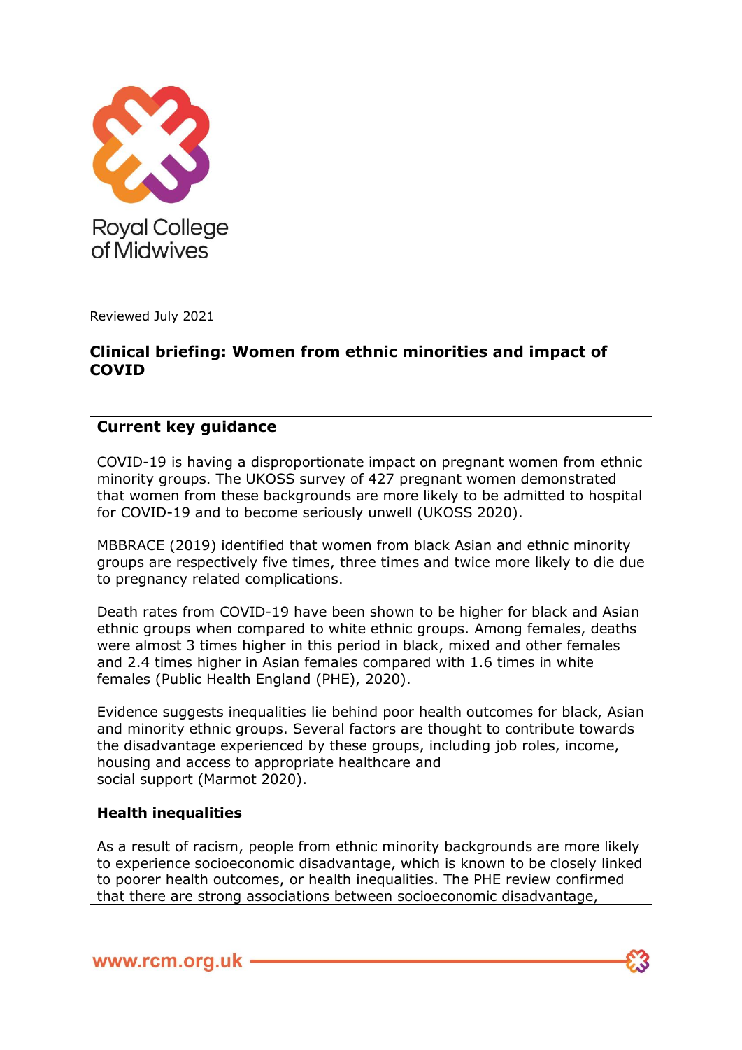Royal College of Midwives

Reviewed July 2021

# Clinical briefing: Women from ethnic minorities and impact of COVID

## Current key guidance

COVID-19 is having a disproportionate impact on pregnant women from ethnic minority groups. The UKOSS survey of 427 pregnant women demonstrated that women from these backgrounds are more likely to be admitted to hospital for COVID-19 and to become seriously unwell (UKOSS 2020).

MBBRACE (2019) identified that women from black Asian and ethnic minority groups are respectively five times, three times and twice more likely to die due to pregnancy related complications.

Death rates from COVID-19 have been shown to be higher for black and Asian ethnic groups when compared to white ethnic groups. Among females, deaths were almost 3 times higher in this period in black, mixed and other females and 2.4 times higher in Asian females compared with 1.6 times in white females (Public Health England (PHE), 2020).

Evidence suggests inequalities lie behind poor health outcomes for black, Asian and minority ethnic groups. Several factors are thought to contribute towards the disadvantage experienced by these groups, including job roles, income, housing and access to appropriate healthcare and social support (Marmot 2020).

## Health inequalities

As a result of racism, people from ethnic minority backgrounds are more likely to experience socioeconomic disadvantage, which is known to be closely linked to poorer health outcomes, or health inequalities. The PHE review confirmed that there are strong associations between socioeconomic disadvantage,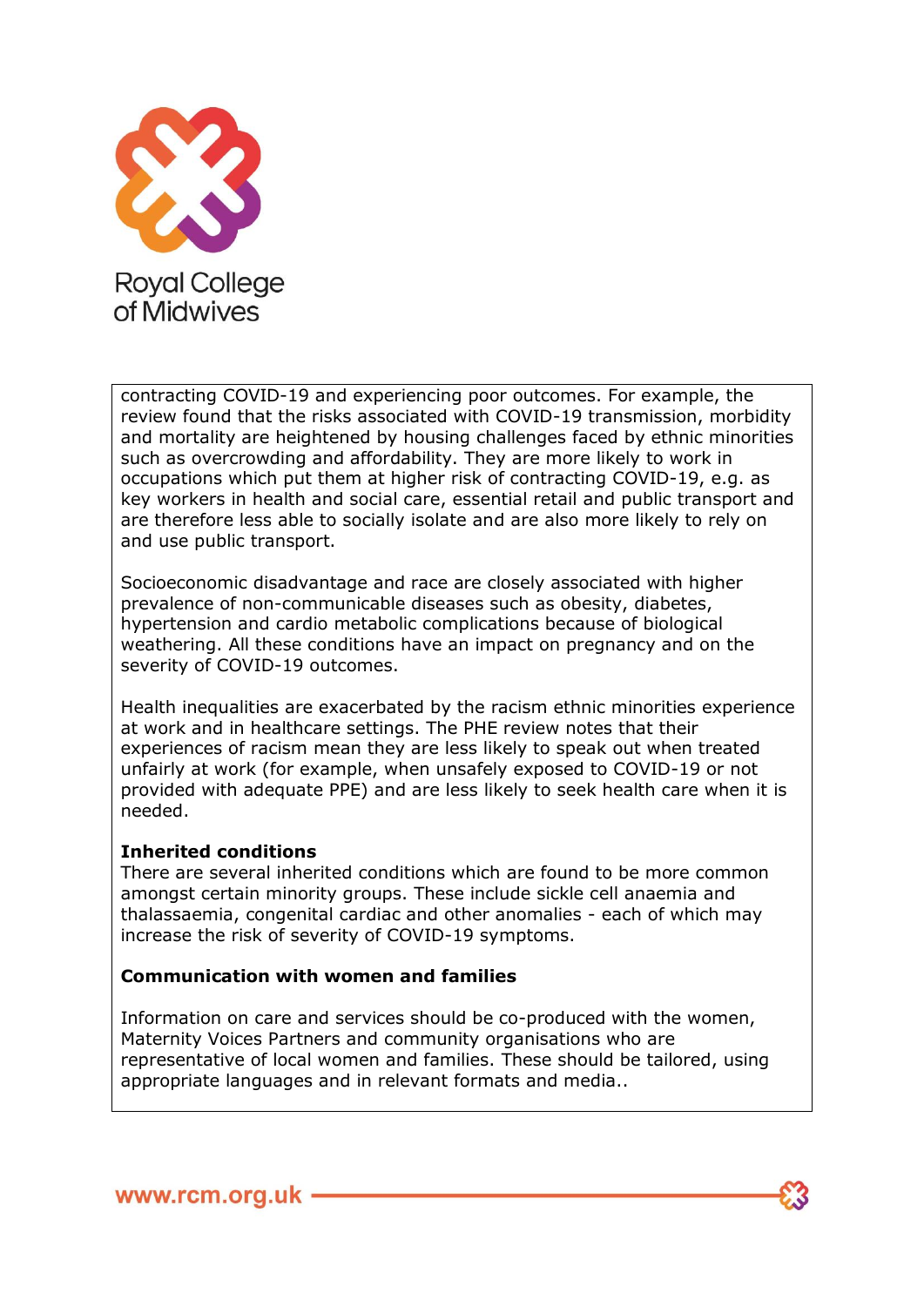contracting COVID-19 and experiencing poor outcomes. For example, the review found that the risks associated with COVID-19 transmission, morbidity and mortality are heightened by housing challenges faced by ethnic minorities such as overcrowding and affordability. They are more likely to work in occupations which put them at higher risk of contracting COVID-19, e.g. as key workers in health and social care, essential retail and public transport and are therefore less able to socially isolate and are also more likely to rely on and use public transport.

Socioeconomic disadvantage and race are closely associated with higher prevalence of non-communicable diseases such as obesity, diabetes, hypertension and cardio metabolic complications because of biological weathering. All these conditions have an impact on pregnancy and on the severity of COVID-19 outcomes.

Health inequalities are exacerbated by the racism ethnic minorities experience at work and in healthcare settings. The PHE review notes that their experiences of racism mean they are less likely to speak out when treated unfairly at work (for example, when unsafely exposed to COVID-19 or not provided with adequate PPE) and are less likely to seek health care when it is needed.

**Inherited conditions**

There are several inherited conditions which are found to be more common amongst certain minority groups. These include sickle cell anaemia and thalassaemia, congenital cardiac and other anomalies - each of which may increase the risk of severity of COVID-19 symptoms.

**Communication with women and families**

Information on care and services should be co-produced with the women, Maternity Voices Partners and community organisations who are representative of local women and families. These should be tailored, using appropriate languages and in relevant formats and media..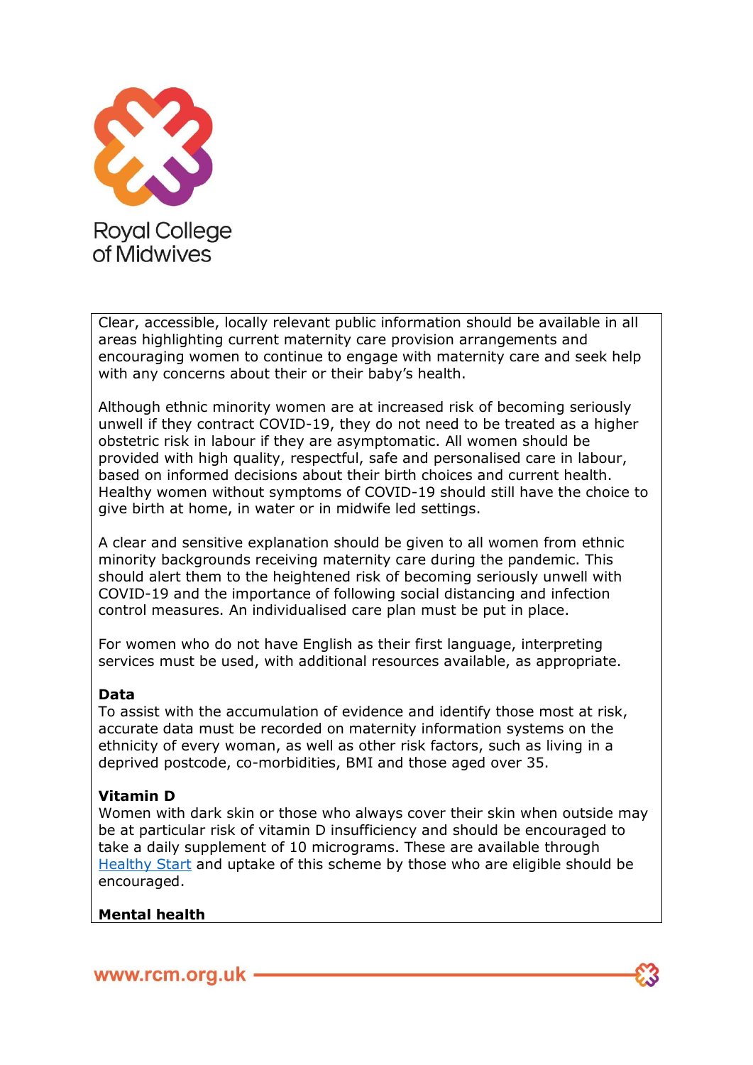Clear, accessible, locally relevant public information should be available in all areas highlighting current maternity care provision arrangements and encouraging women to continue to engage with maternity care and seek help with any concerns about their or their baby's health.

Although ethnic minority women are at increased risk of becoming seriously unwell if they contract COVID-19, they do not need to be treated as a higher obstetric risk in labour if they are asymptomatic. All women should be provided with high quality, respectful, safe and personalised care in labour, based on informed decisions about their birth choices and current health. Healthy women without symptoms of COVID-19 should still have the choice to give birth at home, in water or in midwife led settings.

A clear and sensitive explanation should be given to all women from ethnic minority backgrounds receiving maternity care during the pandemic. This should alert them to the heightened risk of becoming seriously unwell with COVID-19 and the importance of following social distancing and infection control measures. An individualised care plan must be put in place.

For women who do not have English as their first language, interpreting services must be used, with additional resources available, as appropriate.

**Data**

To assist with the accumulation of evidence and identify those most at risk, accurate data must be recorded on maternity information systems on the ethnicity of every woman, as well as other risk factors, such as living in a deprived postcode, co-morbidities, BMI and those aged over 35.

**Vitamin D**

Women with dark skin or those who always cover their skin when outside may be at particular risk of vitamin D insufficiency and should be encouraged to take a daily supplement of 10 micrograms. These are available through Healthy Start and uptake of this scheme by those who are eligible should be encouraged.

**Mental health**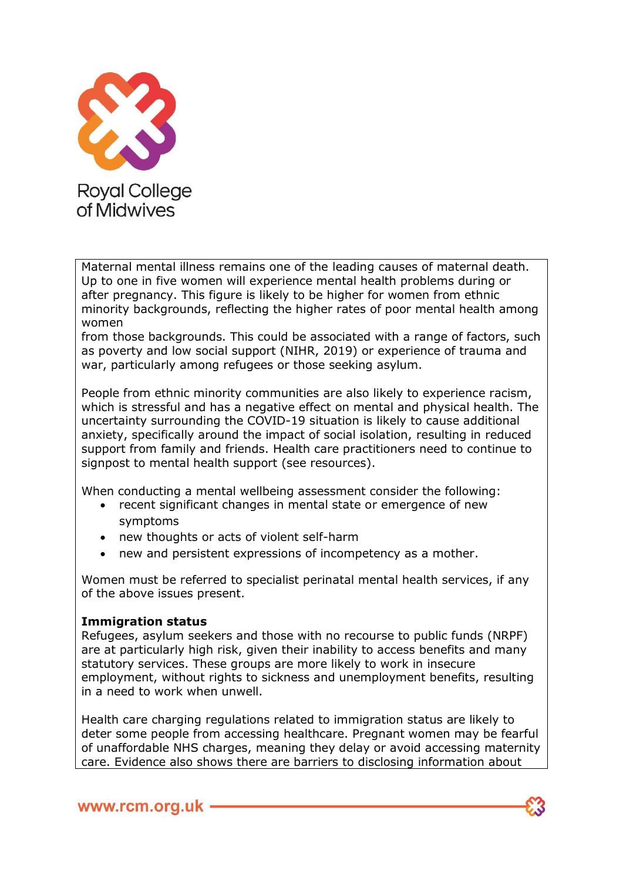Maternal mental illness remains one of the leading causes of maternal death. Up to one in five women will experience mental health problems during or after pregnancy. This figure is likely to be higher for women from ethnic minority backgrounds, reflecting the higher rates of poor mental health among women from those backgrounds. This could be associated with a range of factors, such as poverty and low social support (NIHR, 2019) or experience of trauma and war, particularly among refugees or those seeking asylum.

People from ethnic minority communities are also likely to experience racism, which is stressful and has a negative effect on mental and physical health. The uncertainty surrounding the COVID-19 situation is likely to cause additional anxiety, specifically around the impact of social isolation, resulting in reduced support from family and friends. Health care practitioners need to continue to signpost to mental health support (see resources).

When conducting a mental wellbeing assessment consider the following:

- recent significant changes in mental state or emergence of new symptoms
- new thoughts or acts of violent self-harm
- new and persistent expressions of incompetency as a mother.

Women must be referred to specialist perinatal mental health services, if any of the above issues present.

**Immigration status**

Refugees, asylum seekers and those with no recourse to public funds (NRPF) are at particularly high risk, given their inability to access benefits and many statutory services. These groups are more likely to work in insecure employment, without rights to sickness and unemployment benefits, resulting in a need to work when unwell.

Health care charging regulations related to immigration status are likely to deter some people from accessing healthcare. Pregnant women may be fearful of unaffordable NHS charges, meaning they delay or avoid accessing maternity care. Evidence also shows there are barriers to disclosing information about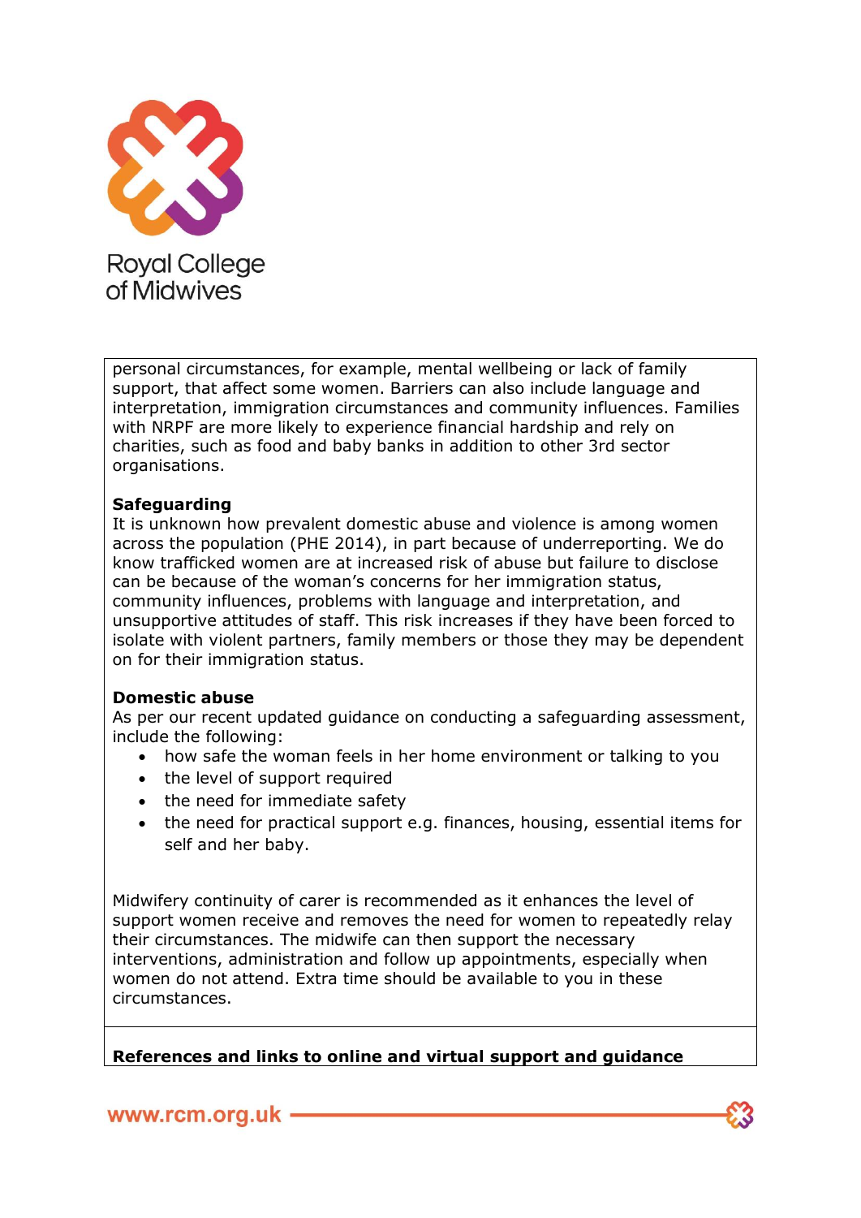personal circumstances, for example, mental wellbeing or lack of family support, that affect some women. Barriers can also include language and interpretation, immigration circumstances and community influences. Families with NRPF are more likely to experience financial hardship and rely on charities, such as food and baby banks in addition to other 3rd sector organisations.

**Safeguarding**

It is unknown how prevalent domestic abuse and violence is among women across the population (PHE 2014), in part because of underreporting. We do know trafficked women are at increased risk of abuse but failure to disclose can be because of the woman's concerns for her immigration status, community influences, problems with language and interpretation, and unsupportive attitudes of staff. This risk increases if they have been forced to isolate with violent partners, family members or those they may be dependent on for their immigration status.

**Domestic abuse**

As per our recent updated guidance on conducting a safeguarding assessment, include the following:

- how safe the woman feels in her home environment or talking to you
- the level of support required
- the need for immediate safety
- the need for practical support e.g. finances, housing, essential items for self and her baby.

Midwifery continuity of carer is recommended as it enhances the level of support women receive and removes the need for women to repeatedly relay their circumstances. The midwife can then support the necessary interventions, administration and follow up appointments, especially when women do not attend. Extra time should be available to you in these circumstances.

**References and links to online and virtual support and guidance**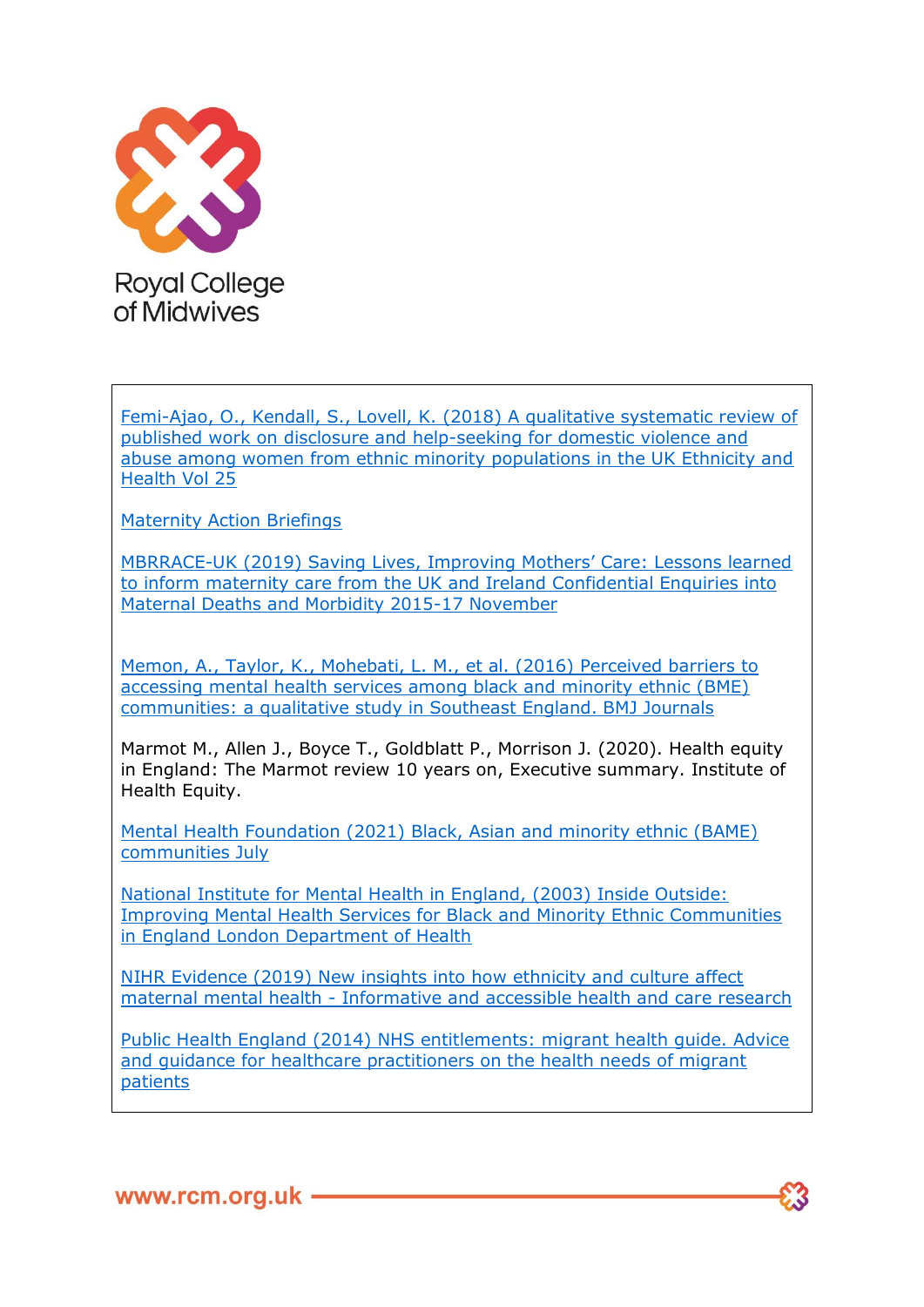Femi-Ajao, O., Kendall, S., Lovell, K. (2018) A qualitative systematic review of published work on disclosure and help-seeking for domestic violence and abuse among women from ethnic minority populations in the UK Ethnicity and Health Vol 25

Maternity Action Briefings

MBRRACE-UK (2019) Saving Lives, Improving Mothers' Care: Lessons learned to inform maternity care from the UK and Ireland Confidential Enquiries into Maternal Deaths and Morbidity 2015-17 November

Memon, A., Taylor, K., Mohebati, L. M., et al. (2016) Perceived barriers to accessing mental health services among black and minority ethnic (BME) communities: a qualitative study in Southeast England. BMJ Journals

Marmot M., Allen J., Boyce T., Goldblatt P., Morrison J. (2020). Health equity in England: The Marmot review 10 years on, Executive summary. Institute of Health Equity.

Mental Health Foundation (2021) Black, Asian and minority ethnic (BAME) communities July

National Institute for Mental Health in England, (2003) Inside Outside: Improving Mental Health Services for Black and Minority Ethnic Communities in England London Department of Health

NIHR Evidence (2019) New insights into how ethnicity and culture affect maternal mental health - Informative and accessible health and care research

Public Health England (2014) NHS entitlements: migrant health guide. Advice and guidance for healthcare practitioners on the health needs of migrant patients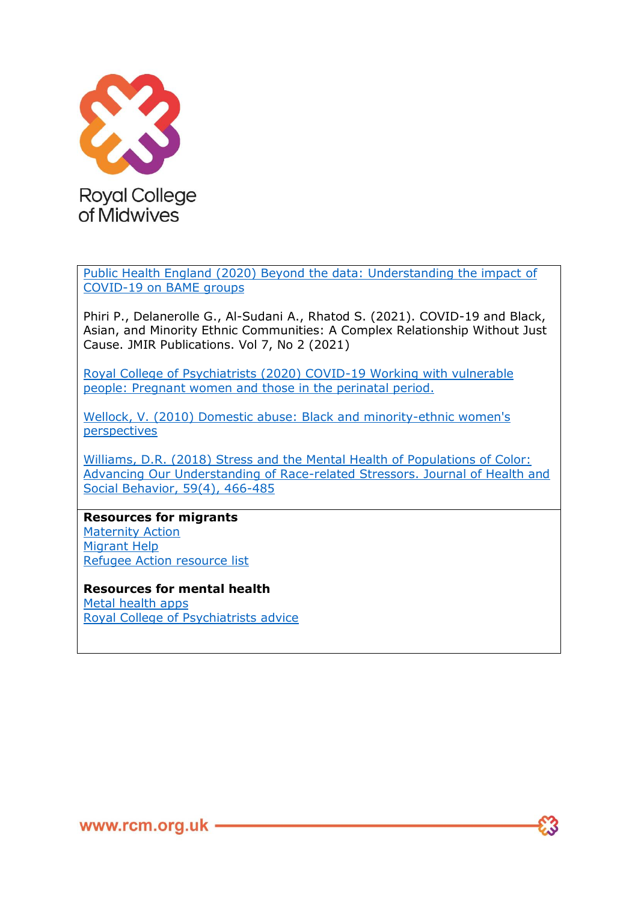Public Health England (2020) Beyond the data: Understanding the impact of COVID-19 on BAME groups

Phiri P., Delanerolle G., Al-Sudani A., Rhatod S. (2021). COVID-19 and Black, Asian, and Minority Ethnic Communities: A Complex Relationship Without Just Cause. JMIR Publications. Vol 7, No 2 (2021)

Royal College of Psychiatrists (2020) COVID-19 Working with vulnerable people: Pregnant women and those in the perinatal period.

Wellock, V. (2010) Domestic abuse: Black and minority-ethnic women's perspectives

Williams, D.R. (2018) Stress and the Mental Health of Populations of Color: Advancing Our Understanding of Race-related Stressors. Journal of Health and Social Behavior, 59(4), 466-485

**Resources for migrants**

Maternity Action
Migrant Help
Refugee Action resource list

**Resources for mental health**

Metal health apps
Royal College of Psychiatrists advice